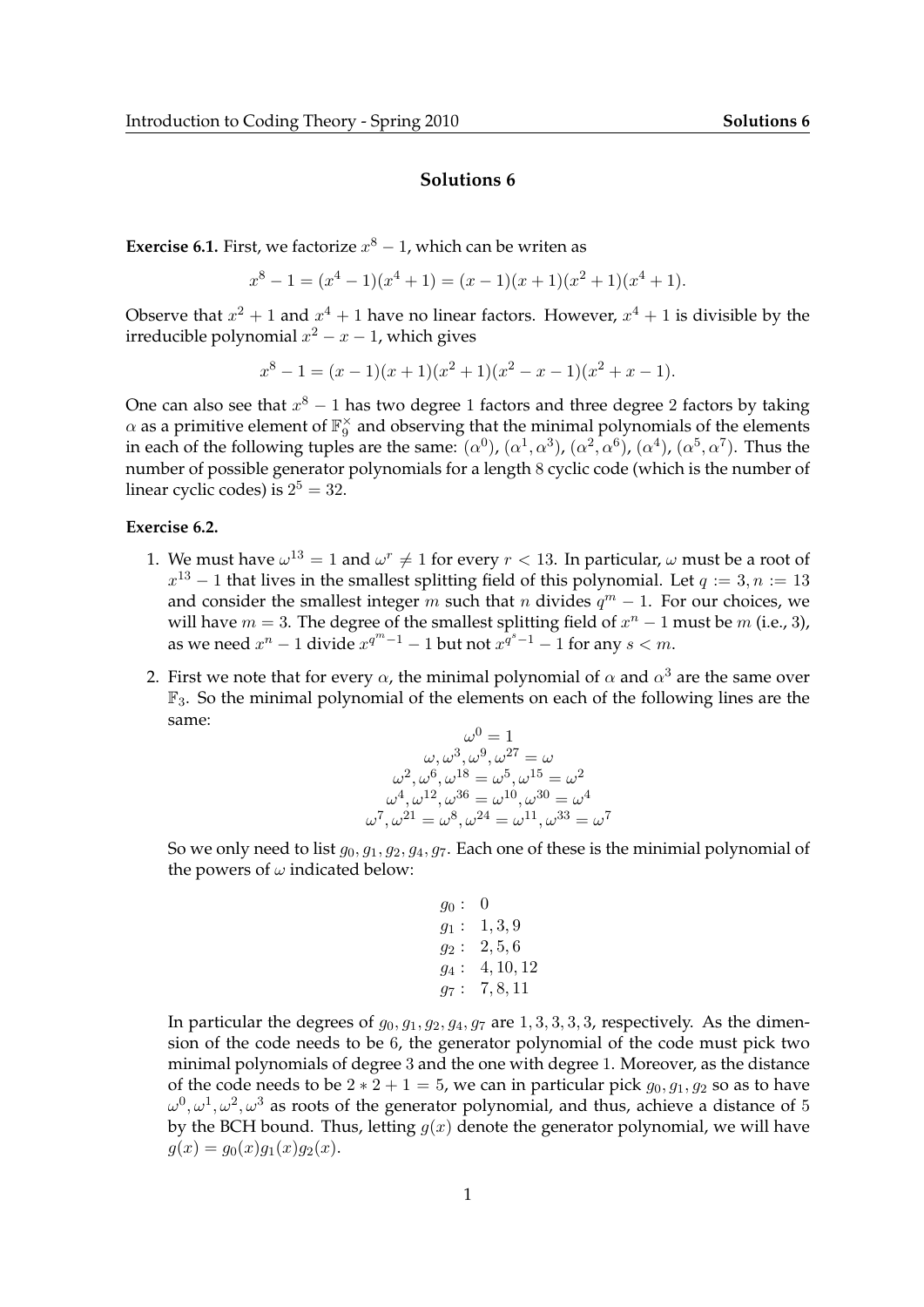# Solutions 6

**Exercise 6.1.** First, we factorize $x^8 - 1$, which can be writen as

$$x^8 - 1 = (x^4 - 1)(x^4 + 1) = (x - 1)(x + 1)(x^2 + 1)(x^4 + 1).$$

Observe that $x^2 + 1$ and $x^4 + 1$ have no linear factors. However, $x^4 + 1$ is divisible by the irreducible polynomial $x^2 - x - 1$, which gives

$$x^8 - 1 = (x - 1)(x + 1)(x^2 + 1)(x^2 - x - 1)(x^2 + x - 1).$$

One can also see that $x^8 - 1$ has two degree 1 factors and three degree 2 factors by taking $\alpha$ as a primitive element of $\mathbb{F}_9^\times$ and observing that the minimal polynomials of the elements in each of the following tuples are the same: $(\alpha^0)$, $(\alpha^1, \alpha^3)$, $(\alpha^2, \alpha^6)$, $(\alpha^4)$, $(\alpha^5, \alpha^7)$. Thus the number of possible generator polynomials for a length 8 cyclic code (which is the number of linear cyclic codes) is $2^5 = 32$.

**Exercise 6.2.**

1. We must have $\omega^{13} = 1$ and $\omega^r \neq 1$ for every $r < 13$. In particular, $\omega$ must be a root of $x^{13} - 1$ that lives in the smallest splitting field of this polynomial. Let $q := 3, n := 13$ and consider the smallest integer $m$ such that $n$ divides $q^m - 1$. For our choices, we will have $m = 3$. The degree of the smallest splitting field of $x^n - 1$ must be $m$ (i.e., 3), as we need $x^n - 1$ divide $x^{q^m - 1} - 1$ but not $x^{q^s - 1} - 1$ for any $s < m$.

2. First we note that for every $\alpha$, the minimal polynomial of $\alpha$ and $\alpha^3$ are the same over $\mathbb{F}_3$. So the minimal polynomial of the elements on each of the following lines are the same:

$$\begin{gathered} \omega^0 = 1 \\ \omega, \omega^3, \omega^9, \omega^{27} = \omega \\ \omega^2, \omega^6, \omega^{18} = \omega^5, \omega^{15} = \omega^2 \\ \omega^4, \omega^{12}, \omega^{36} = \omega^{10}, \omega^{30} = \omega^4 \\ \omega^7, \omega^{21} = \omega^8, \omega^{24} = \omega^{11}, \omega^{33} = \omega^7 \end{gathered}$$

So we only need to list $g_0, g_1, g_2, g_4, g_7$. Each one of these is the minimial polynomial of the powers of $\omega$ indicated below:

$$\begin{aligned} g_0 &: \quad 0 \\ g_1 &: \quad 1, 3, 9 \\ g_2 &: \quad 2, 5, 6 \\ g_4 &: \quad 4, 10, 12 \\ g_7 &: \quad 7, 8, 11 \end{aligned}$$

In particular the degrees of $g_0, g_1, g_2, g_4, g_7$ are $1, 3, 3, 3, 3$, respectively. As the dimension of the code needs to be 6, the generator polynomial of the code must pick two minimal polynomials of degree 3 and the one with degree 1. Moreover, as the distance of the code needs to be $2 * 2 + 1 = 5$, we can in particular pick $g_0, g_1, g_2$ so as to have $\omega^0, \omega^1, \omega^2, \omega^3$ as roots of the generator polynomial, and thus, achieve a distance of 5 by the BCH bound. Thus, letting $g(x)$ denote the generator polynomial, we will have $g(x) = g_0(x)g_1(x)g_2(x)$.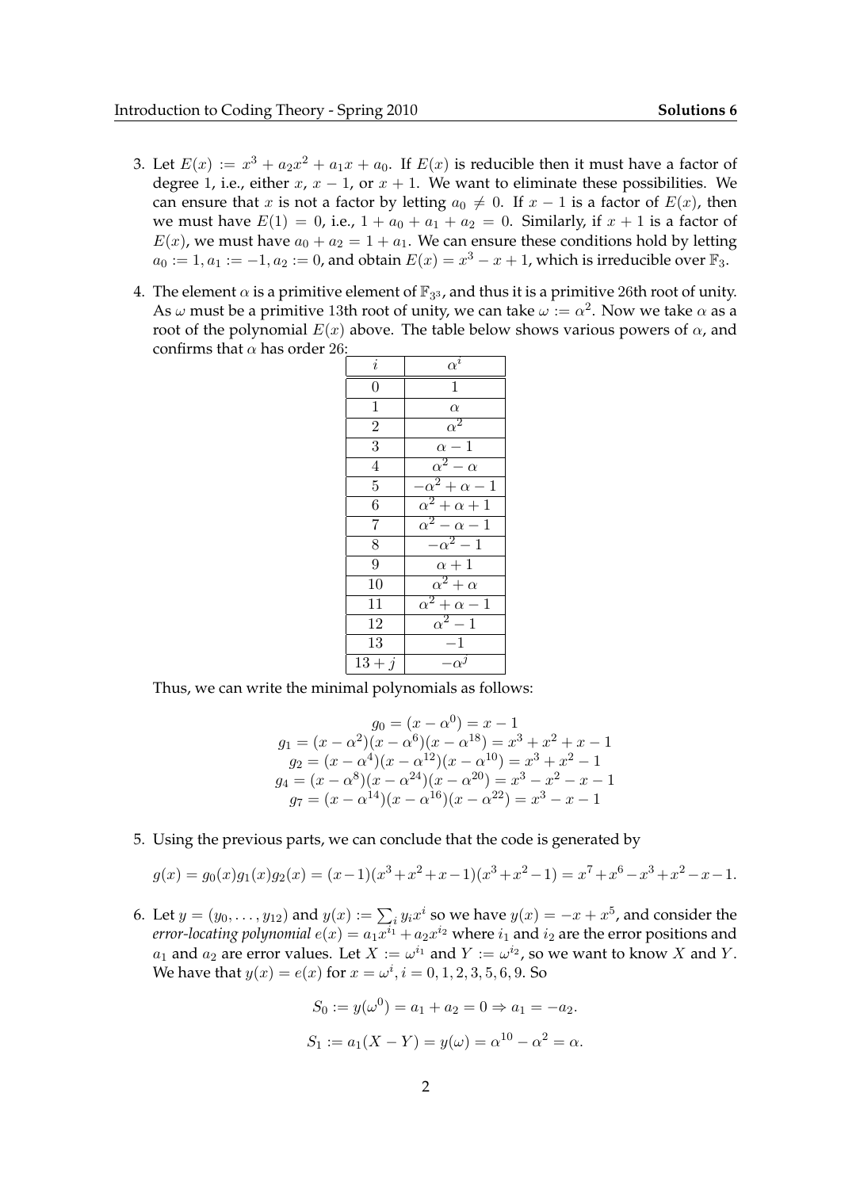3. Let $E(x) := x^3 + a_2x^2 + a_1x + a_0$. If $E(x)$ is reducible then it must have a factor of degree 1, i.e., either $x$, $x - 1$, or $x + 1$. We want to eliminate these possibilities. We can ensure that $x$ is not a factor by letting $a_0 \neq 0$. If $x - 1$ is a factor of $E(x)$, then we must have $E(1) = 0$, i.e., $1 + a_0 + a_1 + a_2 = 0$. Similarly, if $x + 1$ is a factor of $E(x)$, we must have $a_0 + a_2 = 1 + a_1$. We can ensure these conditions hold by letting $a_0 := 1, a_1 := -1, a_2 := 0$, and obtain $E(x) = x^3 - x + 1$, which is irreducible over $\mathbb{F}_3$.

4. The element $\alpha$ is a primitive element of $\mathbb{F}_{3^3}$, and thus it is a primitive 26th root of unity. As $\omega$ must be a primitive 13th root of unity, we can take $\omega := \alpha^2$. Now we take $\alpha$ as a root of the polynomial $E(x)$ above. The table below shows various powers of $\alpha$, and confirms that $\alpha$ has order 26:

| $i$ | $\alpha^i$ |
|---|---|
| 0 | 1 |
| 1 | $\alpha$ |
| 2 | $\alpha^2$ |
| 3 | $\alpha - 1$ |
| 4 | $\alpha^2 - \alpha$ |
| 5 | $-\alpha^2 + \alpha - 1$ |
| 6 | $\alpha^2 + \alpha + 1$ |
| 7 | $\alpha^2 - \alpha - 1$ |
| 8 | $-\alpha^2 - 1$ |
| 9 | $\alpha + 1$ |
| 10 | $\alpha^2 + \alpha$ |
| 11 | $\alpha^2 + \alpha - 1$ |
| 12 | $\alpha^2 - 1$ |
| 13 | $-1$ |
| $13 + j$ | $-\alpha^j$ |

Thus, we can write the minimal polynomials as follows:

$$
\begin{aligned}
g_0 &= (x - \alpha^0) = x - 1 \\
g_1 &= (x - \alpha^2)(x - \alpha^6)(x - \alpha^{18}) = x^3 + x^2 + x - 1 \\
g_2 &= (x - \alpha^4)(x - \alpha^{12})(x - \alpha^{10}) = x^3 + x^2 - 1 \\
g_4 &= (x - \alpha^8)(x - \alpha^{24})(x - \alpha^{20}) = x^3 - x^2 - x - 1 \\
g_7 &= (x - \alpha^{14})(x - \alpha^{16})(x - \alpha^{22}) = x^3 - x - 1
\end{aligned}
$$

5. Using the previous parts, we can conclude that the code is generated by

$$g(x) = g_0(x)g_1(x)g_2(x) = (x-1)(x^3+x^2+x-1)(x^3+x^2-1) = x^7+x^6-x^3+x^2-x-1.$$

6. Let $y = (y_0, \ldots, y_{12})$ and $y(x) := \sum_i y_i x^i$ so we have $y(x) = -x + x^5$, and consider the *error-locating polynomial* $e(x) = a_1 x^{i_1} + a_2 x^{i_2}$ where $i_1$ and $i_2$ are the error positions and $a_1$ and $a_2$ are error values. Let $X := \omega^{i_1}$ and $Y := \omega^{i_2}$, so we want to know $X$ and $Y$. We have that $y(x) = e(x)$ for $x = \omega^i, i = 0, 1, 2, 3, 5, 6, 9$. So

$$S_0 := y(\omega^0) = a_1 + a_2 = 0 \Rightarrow a_1 = -a_2.$$

$$S_1 := a_1(X - Y) = y(\omega) = \alpha^{10} - \alpha^2 = \alpha.$$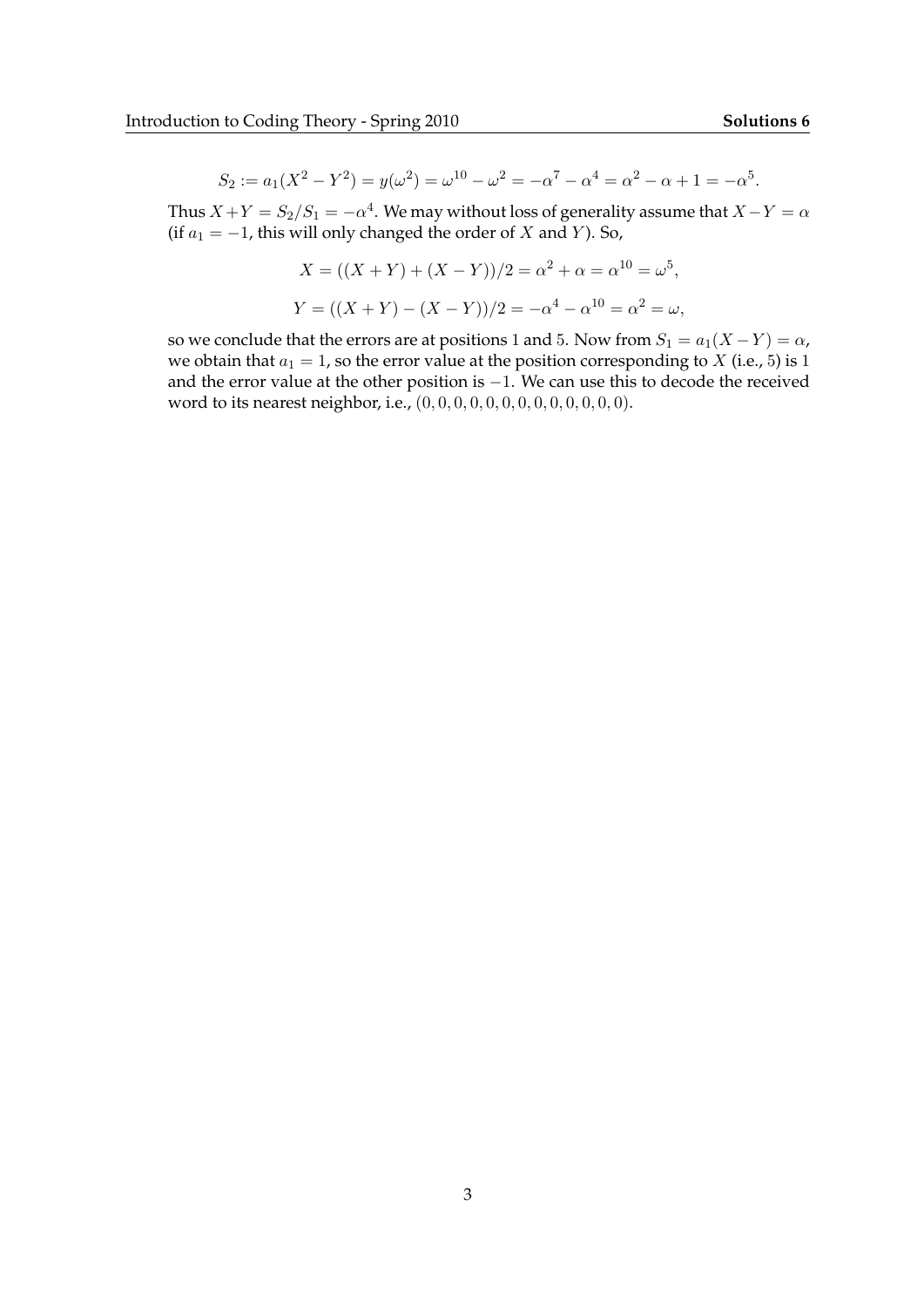$$S_2 := a_1(X^2 - Y^2) = y(\omega^2) = \omega^{10} - \omega^2 = -\alpha^7 - \alpha^4 = \alpha^2 - \alpha + 1 = -\alpha^5.$$

Thus $X + Y = S_2/S_1 = -\alpha^4$. We may without loss of generality assume that $X - Y = \alpha$ (if $a_1 = -1$, this will only changed the order of $X$ and $Y$). So,

$$X = ((X + Y) + (X - Y))/2 = \alpha^2 + \alpha = \alpha^{10} = \omega^5,$$

$$Y = ((X + Y) - (X - Y))/2 = -\alpha^4 - \alpha^{10} = \alpha^2 = \omega,$$

so we conclude that the errors are at positions 1 and 5. Now from $S_1 = a_1(X - Y) = \alpha$, we obtain that $a_1 = 1$, so the error value at the position corresponding to $X$ (i.e., 5) is 1 and the error value at the other position is $-1$. We can use this to decode the received word to its nearest neighbor, i.e., $(0, 0, 0, 0, 0, 0, 0, 0, 0, 0, 0, 0, 0)$.